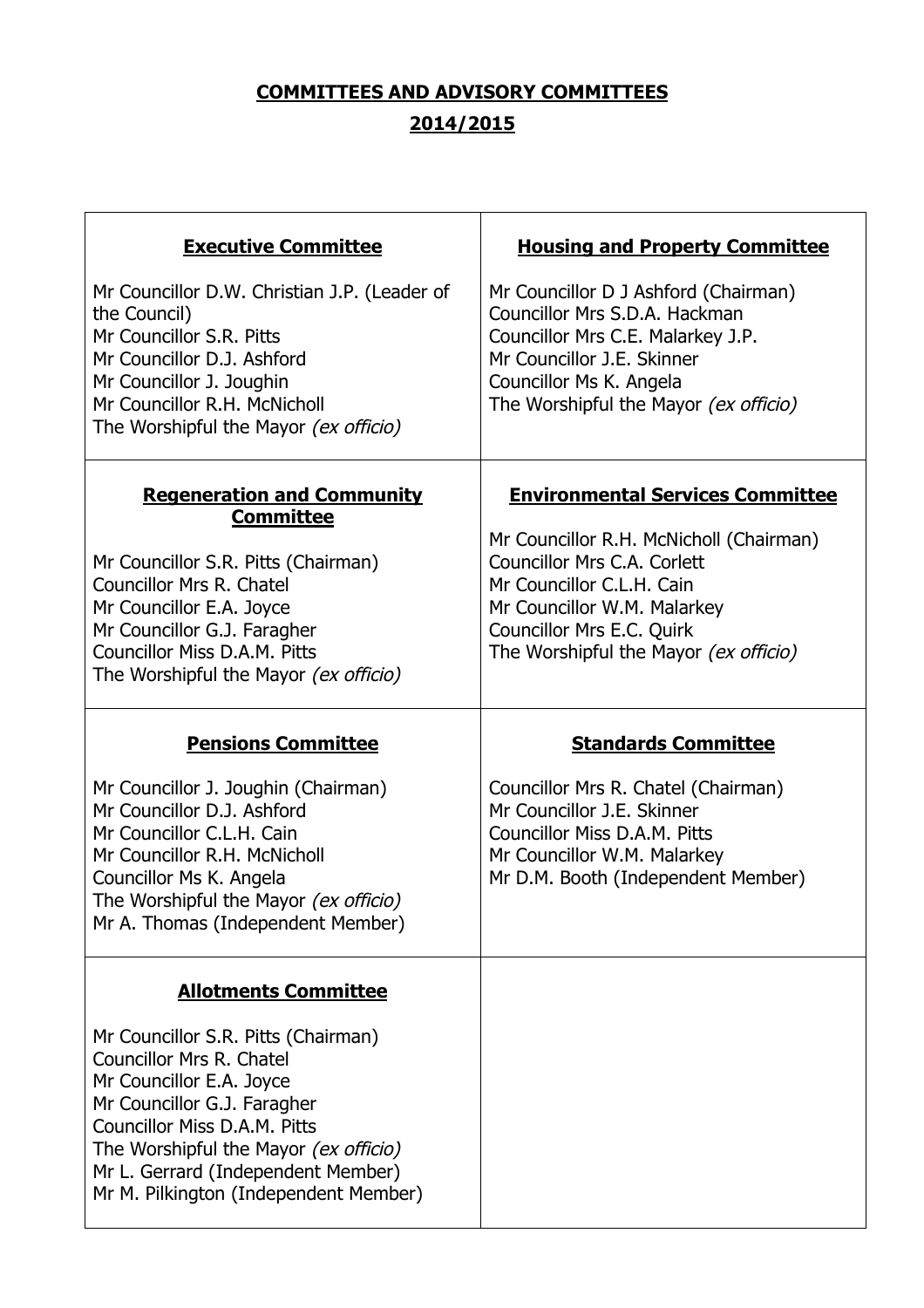# COMMITTEES AND ADVISORY COMMITTEES

## 2014/2015

### Executive Committee

Mr Councillor D.W. Christian J.P. (Leader of the Council)
Mr Councillor S.R. Pitts
Mr Councillor D.J. Ashford
Mr Councillor J. Joughin
Mr Councillor R.H. McNicholl
The Worshipful the Mayor *(ex officio)*

### Housing and Property Committee

Mr Councillor D J Ashford (Chairman)
Councillor Mrs S.D.A. Hackman
Councillor Mrs C.E. Malarkey J.P.
Mr Councillor J.E. Skinner
Councillor Ms K. Angela
The Worshipful the Mayor *(ex officio)*

### Regeneration and Community Committee

Mr Councillor S.R. Pitts (Chairman)
Councillor Mrs R. Chatel
Mr Councillor E.A. Joyce
Mr Councillor G.J. Faragher
Councillor Miss D.A.M. Pitts
The Worshipful the Mayor *(ex officio)*

### Environmental Services Committee

Mr Councillor R.H. McNicholl (Chairman)
Councillor Mrs C.A. Corlett
Mr Councillor C.L.H. Cain
Mr Councillor W.M. Malarkey
Councillor Mrs E.C. Quirk
The Worshipful the Mayor *(ex officio)*

### Pensions Committee

Mr Councillor J. Joughin (Chairman)
Mr Councillor D.J. Ashford
Mr Councillor C.L.H. Cain
Mr Councillor R.H. McNicholl
Councillor Ms K. Angela
The Worshipful the Mayor *(ex officio)*
Mr A. Thomas (Independent Member)

### Standards Committee

Councillor Mrs R. Chatel (Chairman)
Mr Councillor J.E. Skinner
Councillor Miss D.A.M. Pitts
Mr Councillor W.M. Malarkey
Mr D.M. Booth (Independent Member)

### Allotments Committee

Mr Councillor S.R. Pitts (Chairman)
Councillor Mrs R. Chatel
Mr Councillor E.A. Joyce
Mr Councillor G.J. Faragher
Councillor Miss D.A.M. Pitts
The Worshipful the Mayor *(ex officio)*
Mr L. Gerrard (Independent Member)
Mr M. Pilkington (Independent Member)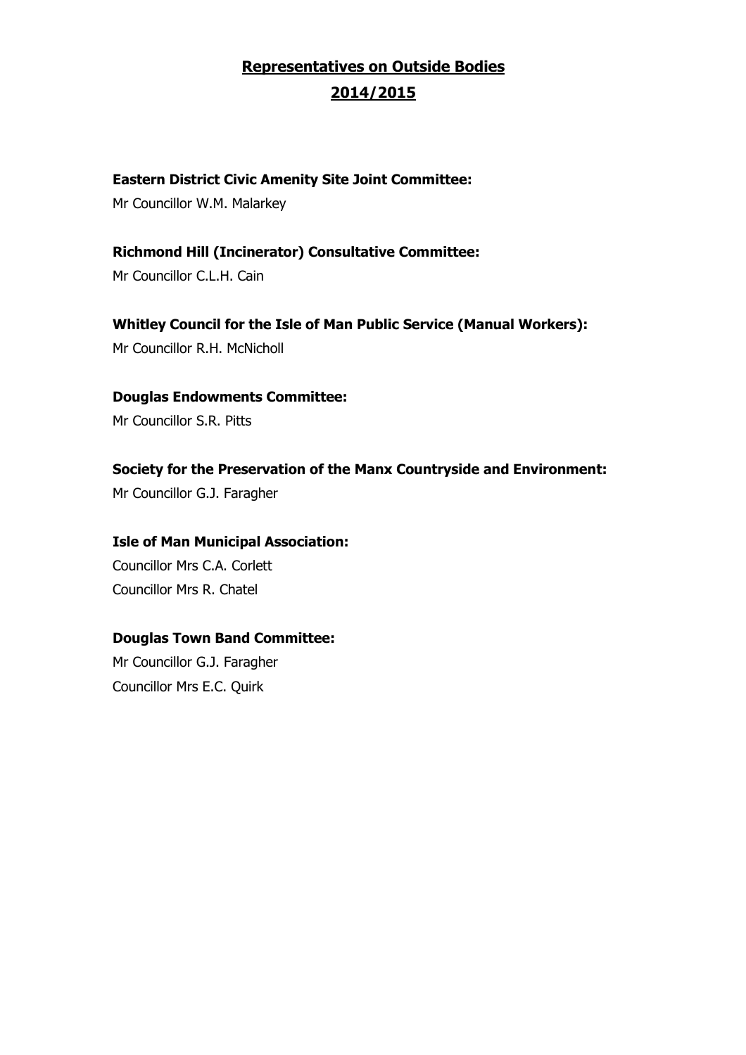# Representatives on Outside Bodies

# 2014/2015

**Eastern District Civic Amenity Site Joint Committee:**

Mr Councillor W.M. Malarkey

**Richmond Hill (Incinerator) Consultative Committee:**

Mr Councillor C.L.H. Cain

**Whitley Council for the Isle of Man Public Service (Manual Workers):**

Mr Councillor R.H. McNicholl

**Douglas Endowments Committee:**

Mr Councillor S.R. Pitts

**Society for the Preservation of the Manx Countryside and Environment:**

Mr Councillor G.J. Faragher

**Isle of Man Municipal Association:**

Councillor Mrs C.A. Corlett
Councillor Mrs R. Chatel

**Douglas Town Band Committee:**

Mr Councillor G.J. Faragher
Councillor Mrs E.C. Quirk